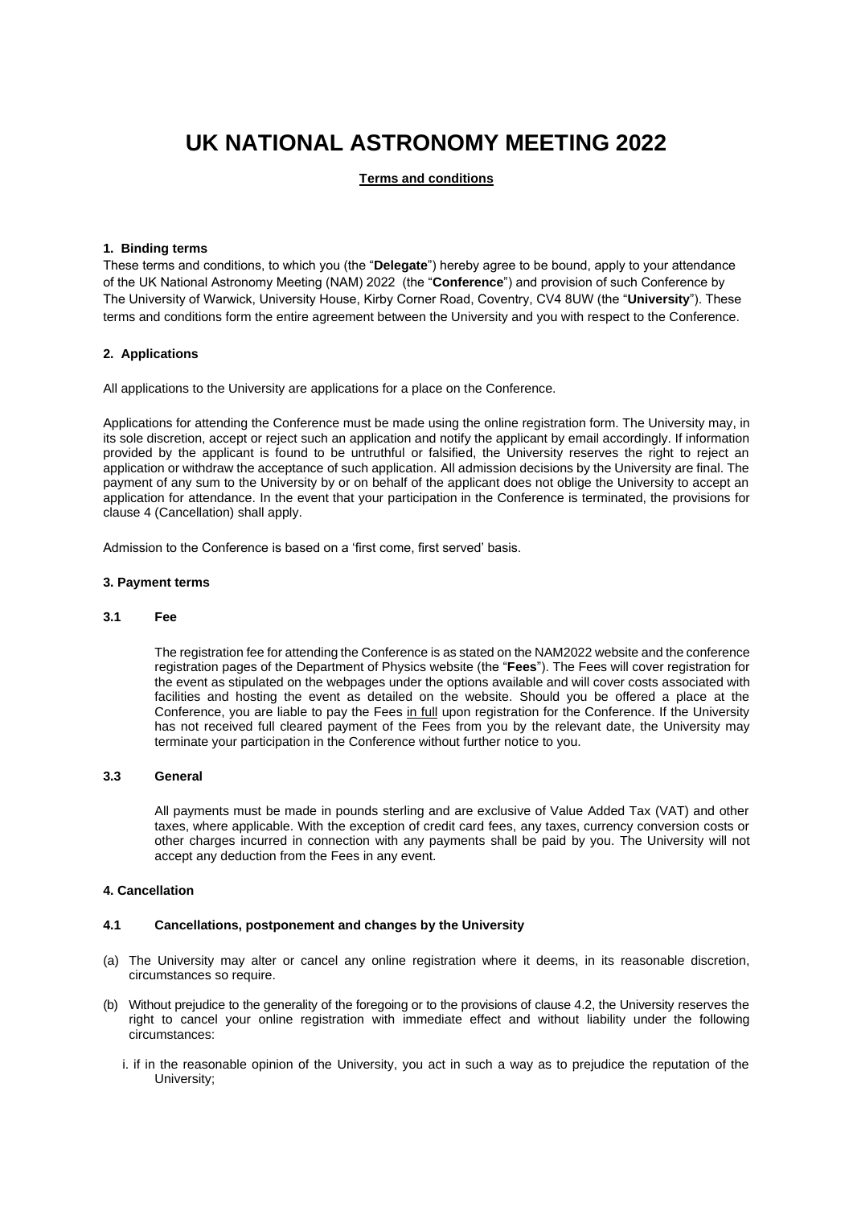# UK NATIONAL ASTRONOMY MEETING 2022

**Terms and conditions**

### 1. Binding terms

These terms and conditions, to which you (the "**Delegate**") hereby agree to be bound, apply to your attendance of the UK National Astronomy Meeting (NAM) 2022 (the "**Conference**") and provision of such Conference by The University of Warwick, University House, Kirby Corner Road, Coventry, CV4 8UW (the "**University**"). These terms and conditions form the entire agreement between the University and you with respect to the Conference.

### 2. Applications

All applications to the University are applications for a place on the Conference.

Applications for attending the Conference must be made using the online registration form. The University may, in its sole discretion, accept or reject such an application and notify the applicant by email accordingly. If information provided by the applicant is found to be untruthful or falsified, the University reserves the right to reject an application or withdraw the acceptance of such application. All admission decisions by the University are final. The payment of any sum to the University by or on behalf of the applicant does not oblige the University to accept an application for attendance. In the event that your participation in the Conference is terminated, the provisions for clause 4 (Cancellation) shall apply.

Admission to the Conference is based on a 'first come, first served' basis.

### 3. Payment terms

#### 3.1 Fee

The registration fee for attending the Conference is as stated on the NAM2022 website and the conference registration pages of the Department of Physics website (the "**Fees**"). The Fees will cover registration for the event as stipulated on the webpages under the options available and will cover costs associated with facilities and hosting the event as detailed on the website. Should you be offered a place at the Conference, you are liable to pay the Fees in full upon registration for the Conference. If the University has not received full cleared payment of the Fees from you by the relevant date, the University may terminate your participation in the Conference without further notice to you.

#### 3.3 General

All payments must be made in pounds sterling and are exclusive of Value Added Tax (VAT) and other taxes, where applicable. With the exception of credit card fees, any taxes, currency conversion costs or other charges incurred in connection with any payments shall be paid by you. The University will not accept any deduction from the Fees in any event.

### 4. Cancellation

#### 4.1 Cancellations, postponement and changes by the University

(a) The University may alter or cancel any online registration where it deems, in its reasonable discretion, circumstances so require.

(b) Without prejudice to the generality of the foregoing or to the provisions of clause 4.2, the University reserves the right to cancel your online registration with immediate effect and without liability under the following circumstances:

i. if in the reasonable opinion of the University, you act in such a way as to prejudice the reputation of the University;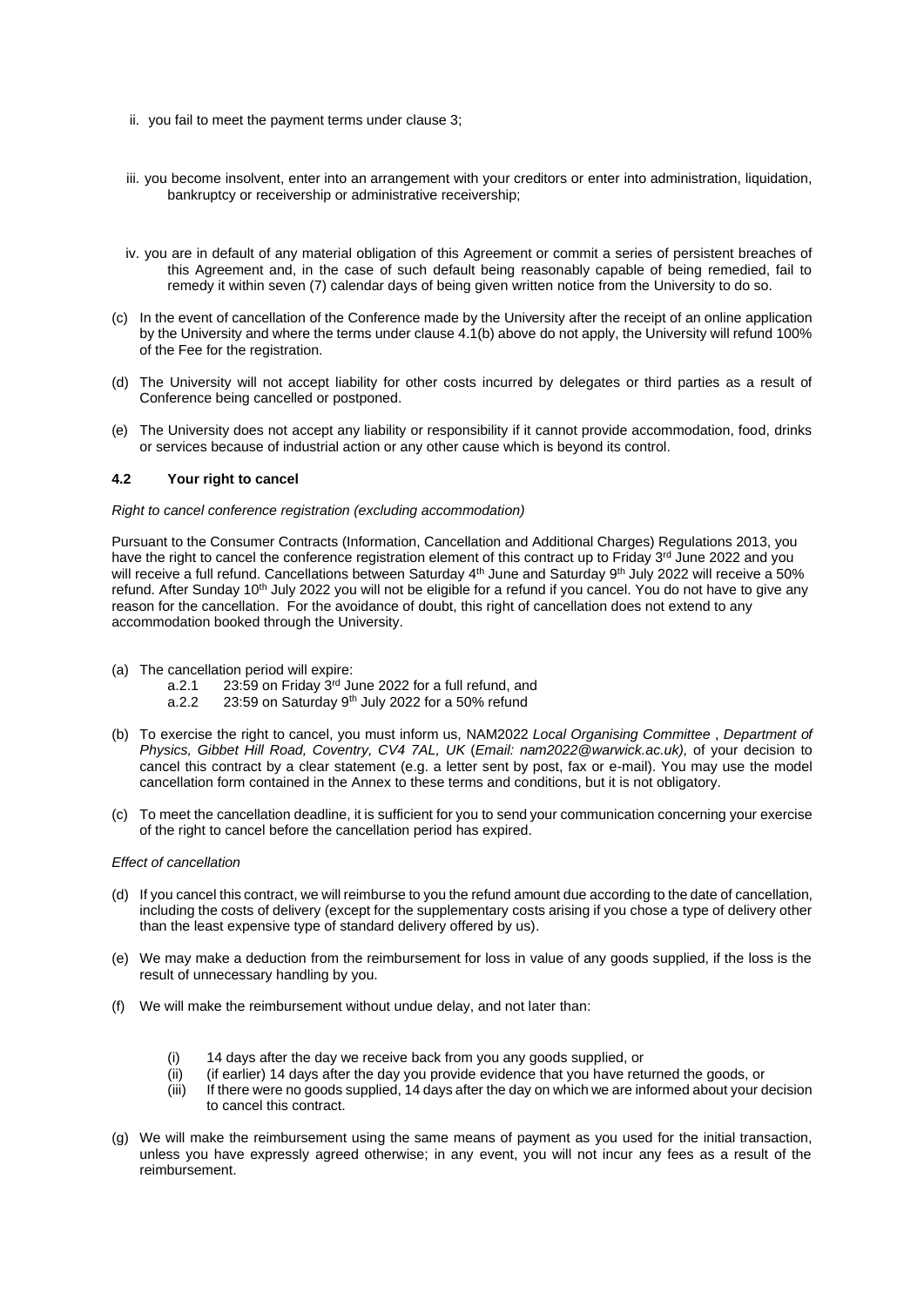ii. you fail to meet the payment terms under clause 3;

iii. you become insolvent, enter into an arrangement with your creditors or enter into administration, liquidation, bankruptcy or receivership or administrative receivership;

iv. you are in default of any material obligation of this Agreement or commit a series of persistent breaches of this Agreement and, in the case of such default being reasonably capable of being remedied, fail to remedy it within seven (7) calendar days of being given written notice from the University to do so.

(c) In the event of cancellation of the Conference made by the University after the receipt of an online application by the University and where the terms under clause 4.1(b) above do not apply, the University will refund 100% of the Fee for the registration.

(d) The University will not accept liability for other costs incurred by delegates or third parties as a result of Conference being cancelled or postponed.

(e) The University does not accept any liability or responsibility if it cannot provide accommodation, food, drinks or services because of industrial action or any other cause which is beyond its control.

### 4.2 Your right to cancel

*Right to cancel conference registration (excluding accommodation)*

Pursuant to the Consumer Contracts (Information, Cancellation and Additional Charges) Regulations 2013, you have the right to cancel the conference registration element of this contract up to Friday 3rd June 2022 and you will receive a full refund. Cancellations between Saturday 4th June and Saturday 9th July 2022 will receive a 50% refund. After Sunday 10th July 2022 you will not be eligible for a refund if you cancel. You do not have to give any reason for the cancellation. For the avoidance of doubt, this right of cancellation does not extend to any accommodation booked through the University.

(a) The cancellation period will expire:
   - a.2.1 23:59 on Friday 3rd June 2022 for a full refund, and
   - a.2.2 23:59 on Saturday 9th July 2022 for a 50% refund

(b) To exercise the right to cancel, you must inform us, NAM2022 *Local Organising Committee* , *Department of Physics, Gibbet Hill Road, Coventry, CV4 7AL, UK* (*Email: nam2022@warwick.ac.uk),* of your decision to cancel this contract by a clear statement (e.g. a letter sent by post, fax or e-mail). You may use the model cancellation form contained in the Annex to these terms and conditions, but it is not obligatory.

(c) To meet the cancellation deadline, it is sufficient for you to send your communication concerning your exercise of the right to cancel before the cancellation period has expired.

*Effect of cancellation*

(d) If you cancel this contract, we will reimburse to you the refund amount due according to the date of cancellation, including the costs of delivery (except for the supplementary costs arising if you chose a type of delivery other than the least expensive type of standard delivery offered by us).

(e) We may make a deduction from the reimbursement for loss in value of any goods supplied, if the loss is the result of unnecessary handling by you.

(f) We will make the reimbursement without undue delay, and not later than:

   - (i) 14 days after the day we receive back from you any goods supplied, or
   - (ii) (if earlier) 14 days after the day you provide evidence that you have returned the goods, or
   - (iii) If there were no goods supplied, 14 days after the day on which we are informed about your decision to cancel this contract.

(g) We will make the reimbursement using the same means of payment as you used for the initial transaction, unless you have expressly agreed otherwise; in any event, you will not incur any fees as a result of the reimbursement.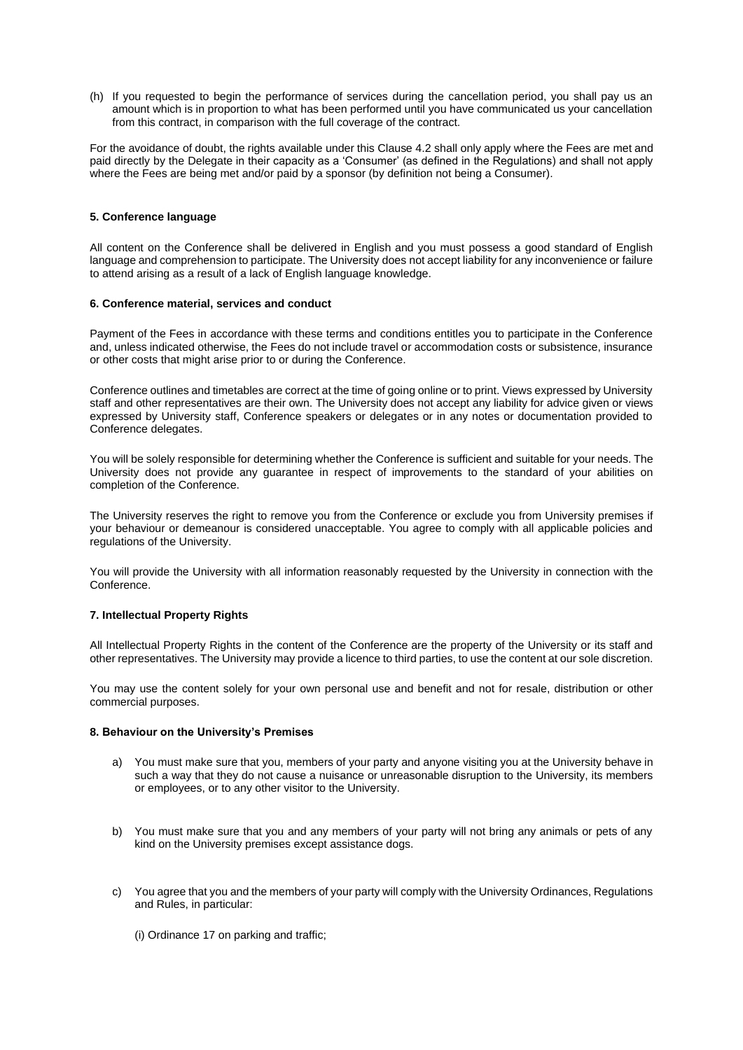(h) If you requested to begin the performance of services during the cancellation period, you shall pay us an amount which is in proportion to what has been performed until you have communicated us your cancellation from this contract, in comparison with the full coverage of the contract.

For the avoidance of doubt, the rights available under this Clause 4.2 shall only apply where the Fees are met and paid directly by the Delegate in their capacity as a 'Consumer' (as defined in the Regulations) and shall not apply where the Fees are being met and/or paid by a sponsor (by definition not being a Consumer).

#### 5. Conference language

All content on the Conference shall be delivered in English and you must possess a good standard of English language and comprehension to participate. The University does not accept liability for any inconvenience or failure to attend arising as a result of a lack of English language knowledge.

#### 6. Conference material, services and conduct

Payment of the Fees in accordance with these terms and conditions entitles you to participate in the Conference and, unless indicated otherwise, the Fees do not include travel or accommodation costs or subsistence, insurance or other costs that might arise prior to or during the Conference.

Conference outlines and timetables are correct at the time of going online or to print. Views expressed by University staff and other representatives are their own. The University does not accept any liability for advice given or views expressed by University staff, Conference speakers or delegates or in any notes or documentation provided to Conference delegates.

You will be solely responsible for determining whether the Conference is sufficient and suitable for your needs. The University does not provide any guarantee in respect of improvements to the standard of your abilities on completion of the Conference.

The University reserves the right to remove you from the Conference or exclude you from University premises if your behaviour or demeanour is considered unacceptable. You agree to comply with all applicable policies and regulations of the University.

You will provide the University with all information reasonably requested by the University in connection with the Conference.

#### 7. Intellectual Property Rights

All Intellectual Property Rights in the content of the Conference are the property of the University or its staff and other representatives. The University may provide a licence to third parties, to use the content at our sole discretion.

You may use the content solely for your own personal use and benefit and not for resale, distribution or other commercial purposes.

#### 8. Behaviour on the University's Premises

a) You must make sure that you, members of your party and anyone visiting you at the University behave in such a way that they do not cause a nuisance or unreasonable disruption to the University, its members or employees, or to any other visitor to the University.

b) You must make sure that you and any members of your party will not bring any animals or pets of any kind on the University premises except assistance dogs.

c) You agree that you and the members of your party will comply with the University Ordinances, Regulations and Rules, in particular:

   (i) Ordinance 17 on parking and traffic;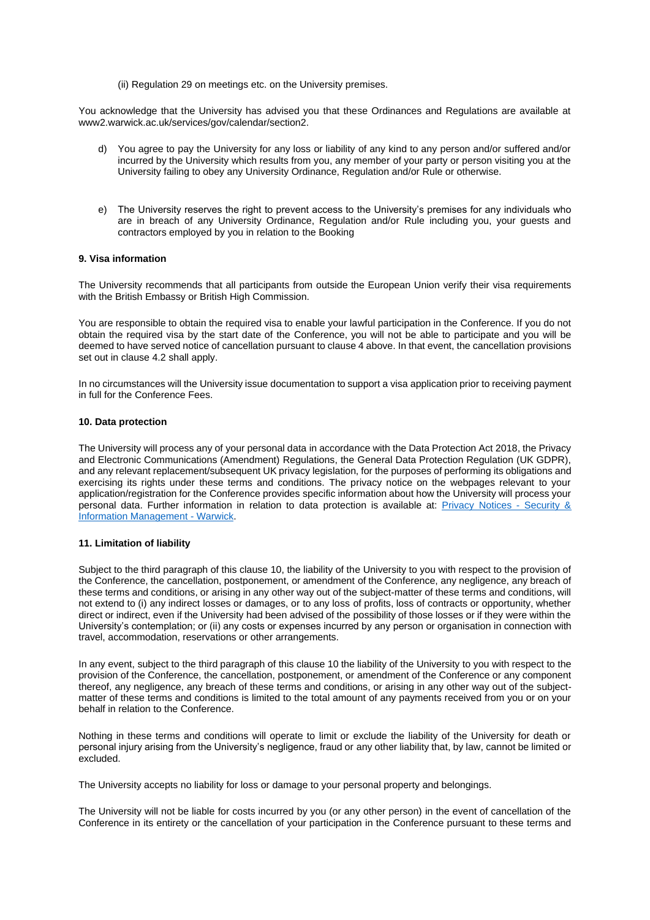(ii) Regulation 29 on meetings etc. on the University premises.

You acknowledge that the University has advised you that these Ordinances and Regulations are available at www2.warwick.ac.uk/services/gov/calendar/section2.

d) You agree to pay the University for any loss or liability of any kind to any person and/or suffered and/or incurred by the University which results from you, any member of your party or person visiting you at the University failing to obey any University Ordinance, Regulation and/or Rule or otherwise.

e) The University reserves the right to prevent access to the University's premises for any individuals who are in breach of any University Ordinance, Regulation and/or Rule including you, your guests and contractors employed by you in relation to the Booking

**9. Visa information**

The University recommends that all participants from outside the European Union verify their visa requirements with the British Embassy or British High Commission.

You are responsible to obtain the required visa to enable your lawful participation in the Conference. If you do not obtain the required visa by the start date of the Conference, you will not be able to participate and you will be deemed to have served notice of cancellation pursuant to clause 4 above. In that event, the cancellation provisions set out in clause 4.2 shall apply.

In no circumstances will the University issue documentation to support a visa application prior to receiving payment in full for the Conference Fees.

**10. Data protection**

The University will process any of your personal data in accordance with the Data Protection Act 2018, the Privacy and Electronic Communications (Amendment) Regulations, the General Data Protection Regulation (UK GDPR), and any relevant replacement/subsequent UK privacy legislation, for the purposes of performing its obligations and exercising its rights under these terms and conditions. The privacy notice on the webpages relevant to your application/registration for the Conference provides specific information about how the University will process your personal data. Further information in relation to data protection is available at: [Privacy Notices - Security & Information Management - Warwick](#).

**11. Limitation of liability**

Subject to the third paragraph of this clause 10, the liability of the University to you with respect to the provision of the Conference, the cancellation, postponement, or amendment of the Conference, any negligence, any breach of these terms and conditions, or arising in any other way out of the subject-matter of these terms and conditions, will not extend to (i) any indirect losses or damages, or to any loss of profits, loss of contracts or opportunity, whether direct or indirect, even if the University had been advised of the possibility of those losses or if they were within the University's contemplation; or (ii) any costs or expenses incurred by any person or organisation in connection with travel, accommodation, reservations or other arrangements.

In any event, subject to the third paragraph of this clause 10 the liability of the University to you with respect to the provision of the Conference, the cancellation, postponement, or amendment of the Conference or any component thereof, any negligence, any breach of these terms and conditions, or arising in any other way out of the subject-matter of these terms and conditions is limited to the total amount of any payments received from you or on your behalf in relation to the Conference.

Nothing in these terms and conditions will operate to limit or exclude the liability of the University for death or personal injury arising from the University's negligence, fraud or any other liability that, by law, cannot be limited or excluded.

The University accepts no liability for loss or damage to your personal property and belongings.

The University will not be liable for costs incurred by you (or any other person) in the event of cancellation of the Conference in its entirety or the cancellation of your participation in the Conference pursuant to these terms and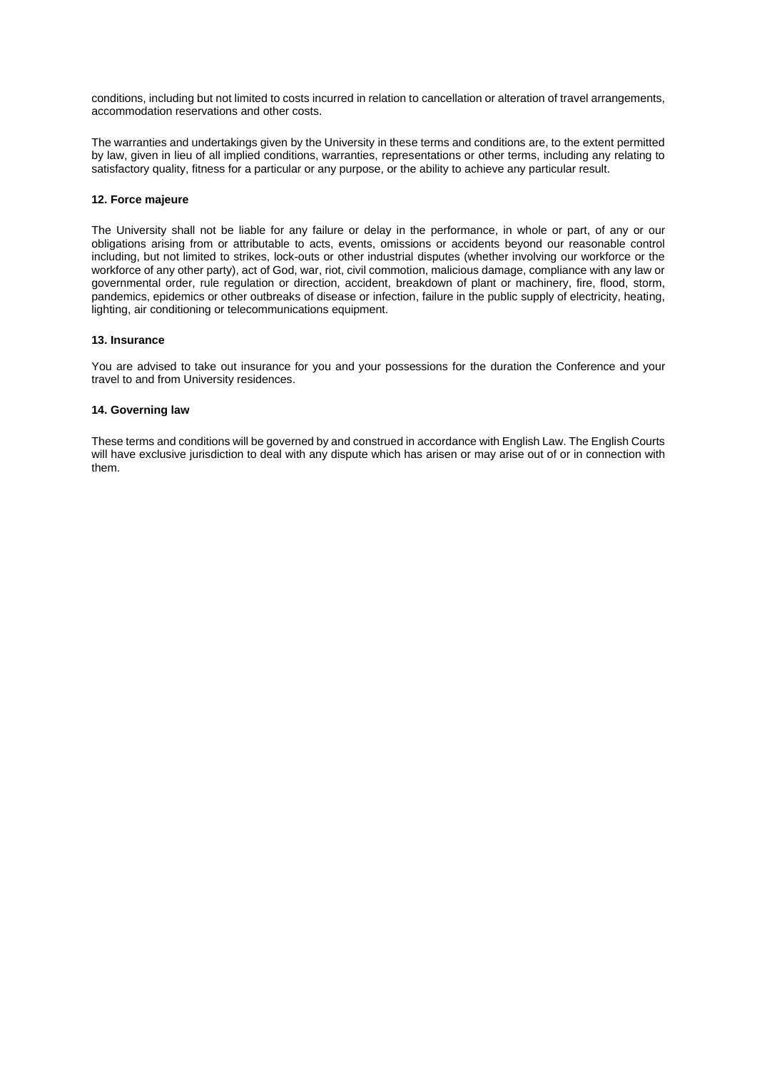conditions, including but not limited to costs incurred in relation to cancellation or alteration of travel arrangements, accommodation reservations and other costs.

The warranties and undertakings given by the University in these terms and conditions are, to the extent permitted by law, given in lieu of all implied conditions, warranties, representations or other terms, including any relating to satisfactory quality, fitness for a particular or any purpose, or the ability to achieve any particular result.

**12. Force majeure**

The University shall not be liable for any failure or delay in the performance, in whole or part, of any or our obligations arising from or attributable to acts, events, omissions or accidents beyond our reasonable control including, but not limited to strikes, lock-outs or other industrial disputes (whether involving our workforce or the workforce of any other party), act of God, war, riot, civil commotion, malicious damage, compliance with any law or governmental order, rule regulation or direction, accident, breakdown of plant or machinery, fire, flood, storm, pandemics, epidemics or other outbreaks of disease or infection, failure in the public supply of electricity, heating, lighting, air conditioning or telecommunications equipment.

**13. Insurance**

You are advised to take out insurance for you and your possessions for the duration the Conference and your travel to and from University residences.

**14. Governing law**

These terms and conditions will be governed by and construed in accordance with English Law. The English Courts will have exclusive jurisdiction to deal with any dispute which has arisen or may arise out of or in connection with them.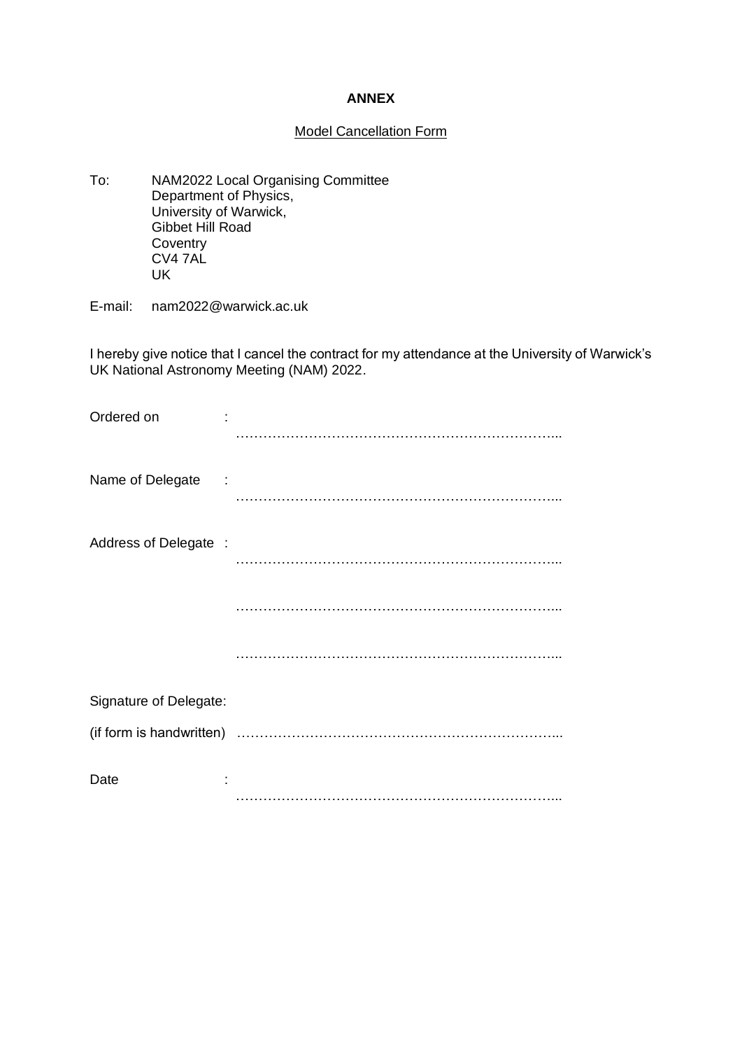**ANNEX**

Model Cancellation Form

To: NAM2022 Local Organising Committee
Department of Physics,
University of Warwick,
Gibbet Hill Road
Coventry
CV4 7AL
UK

E-mail: nam2022@warwick.ac.uk

I hereby give notice that I cancel the contract for my attendance at the University of Warwick's UK National Astronomy Meeting (NAM) 2022.

Ordered on : ……………………………………………………………...

Name of Delegate : ……………………………………………………………...

Address of Delegate : ……………………………………………………………...

……………………………………………………………...

……………………………………………………………...

Signature of Delegate:

(if form is handwritten) ……………………………………………………………...

Date : ……………………………………………………………...